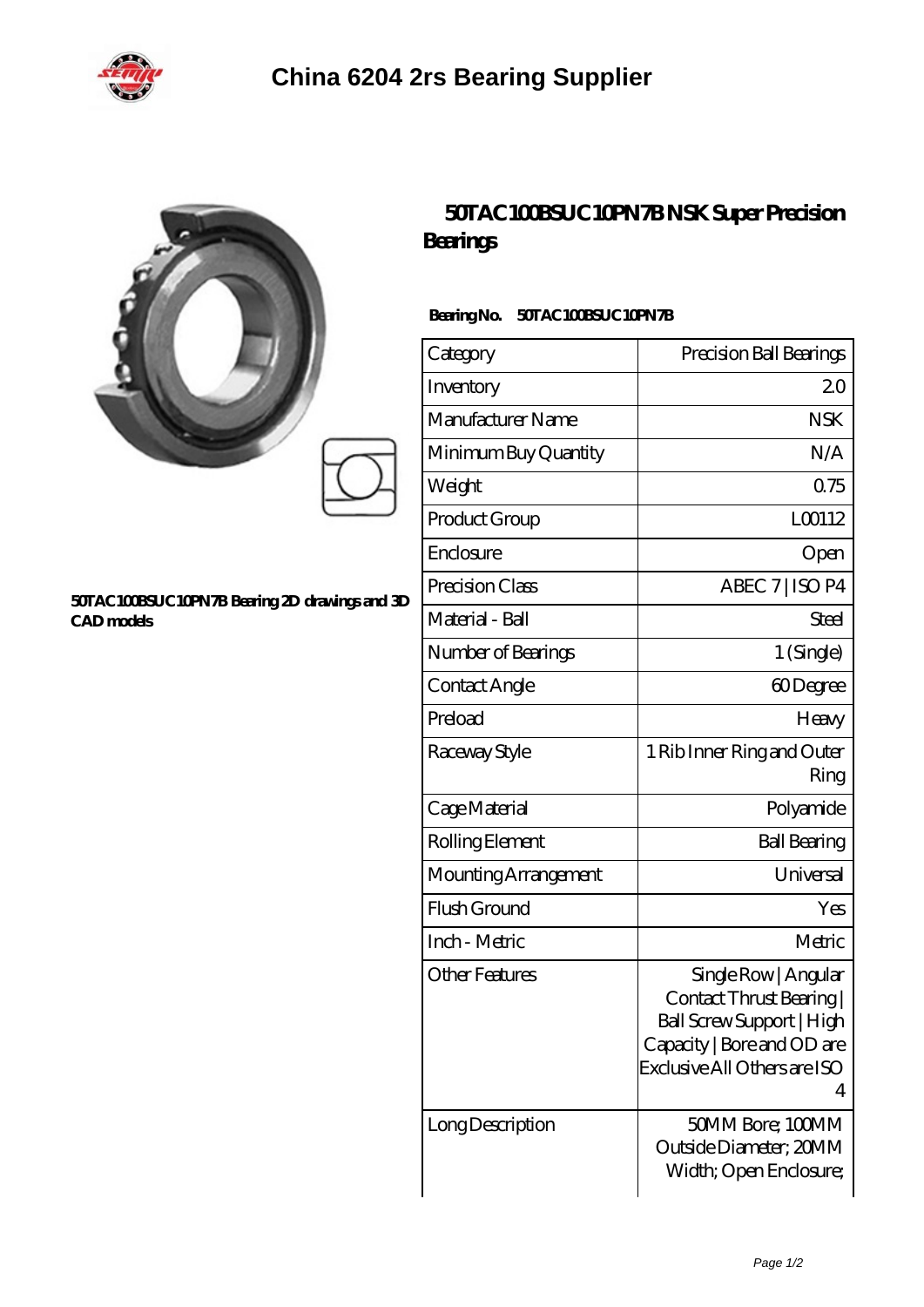# China 6204 2rs Bearing Supplier

50TAC100BSUC10PN7B Bearing 2D drawings and 3D CAD models

## 50TAC100BSUC10PN7B NSK Super Precision Bearings

**Bearing No. 50TAC100BSUC10PN7B**

| Category | Precision Ball Bearings |
|---|---|
| Inventory | 20 |
| Manufacturer Name | NSK |
| Minimum Buy Quantity | N/A |
| Weight | 0.75 |
| Product Group | L00112 |
| Enclosure | Open |
| Precision Class | ABEC 7 \| ISO P4 |
| Material - Ball | Steel |
| Number of Bearings | 1 (Single) |
| Contact Angle | 60 Degree |
| Preload | Heavy |
| Raceway Style | 1 Rib Inner Ring and Outer Ring |
| Cage Material | Polyamide |
| Rolling Element | Ball Bearing |
| Mounting Arrangement | Universal |
| Flush Ground | Yes |
| Inch - Metric | Metric |
| Other Features | Single Row \| Angular Contact Thrust Bearing \| Ball Screw Support \| High Capacity \| Bore and OD are Exclusive All Others are ISO 4 |
| Long Description | 50MM Bore; 100MM Outside Diameter; 20MM Width; Open Enclosure; |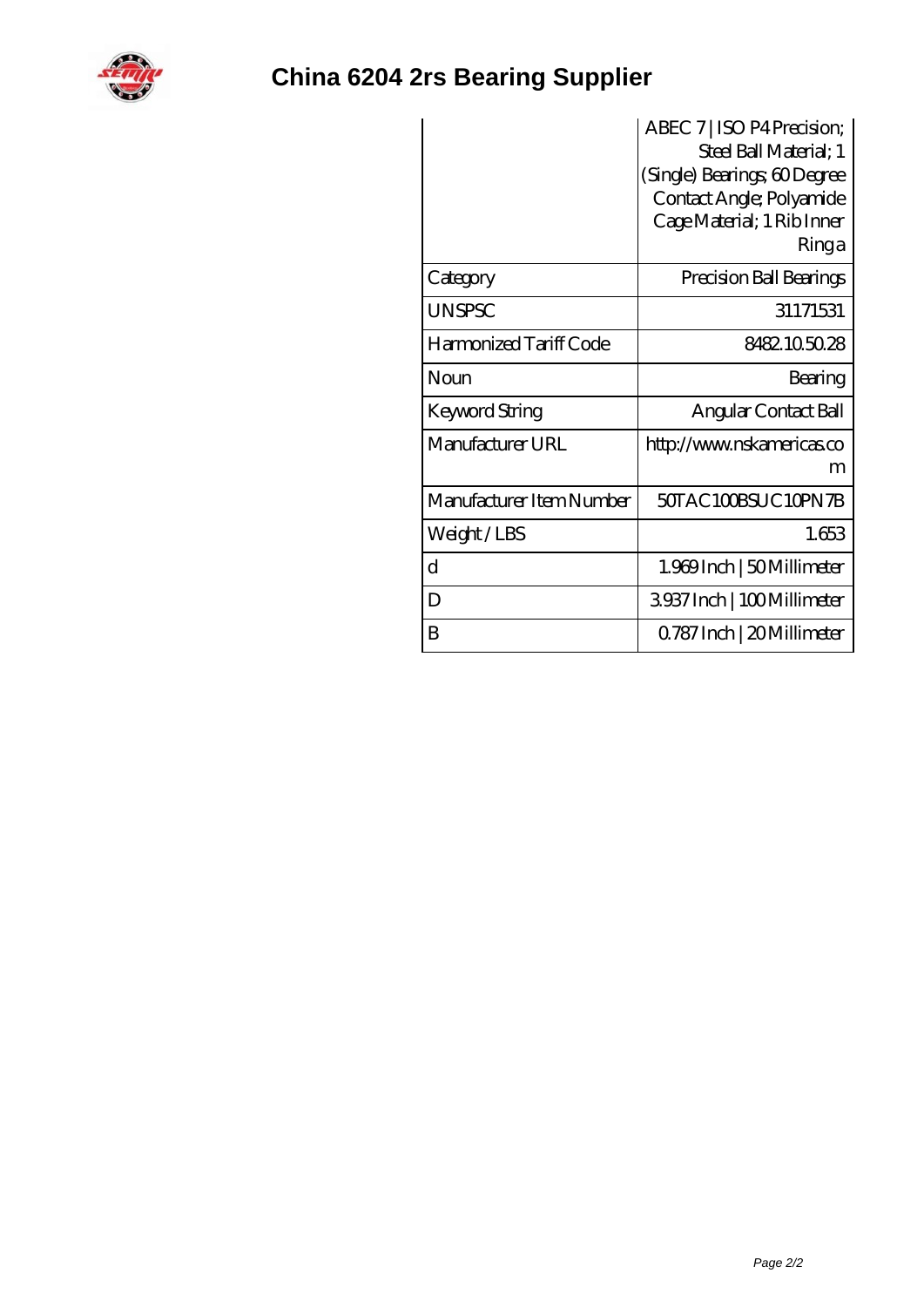| | |
|---|---|
| | ABEC 7 \| ISO P4 Precision; Steel Ball Material; 1 (Single) Bearings; 60 Degree Contact Angle; Polyamide Cage Material; 1 Rib Inner Ring a |
| Category | Precision Ball Bearings |
| UNSPSC | 31171531 |
| Harmonized Tariff Code | 8482.10.50.28 |
| Noun | Bearing |
| Keyword String | Angular Contact Ball |
| Manufacturer URL | http://www.nskamericas.com |
| Manufacturer Item Number | 50TAC100BSUC10PN7B |
| Weight / LBS | 1.653 |
| d | 1.969 Inch \| 50 Millimeter |
| D | 3.937 Inch \| 100 Millimeter |
| B | 0.787 Inch \| 20 Millimeter |